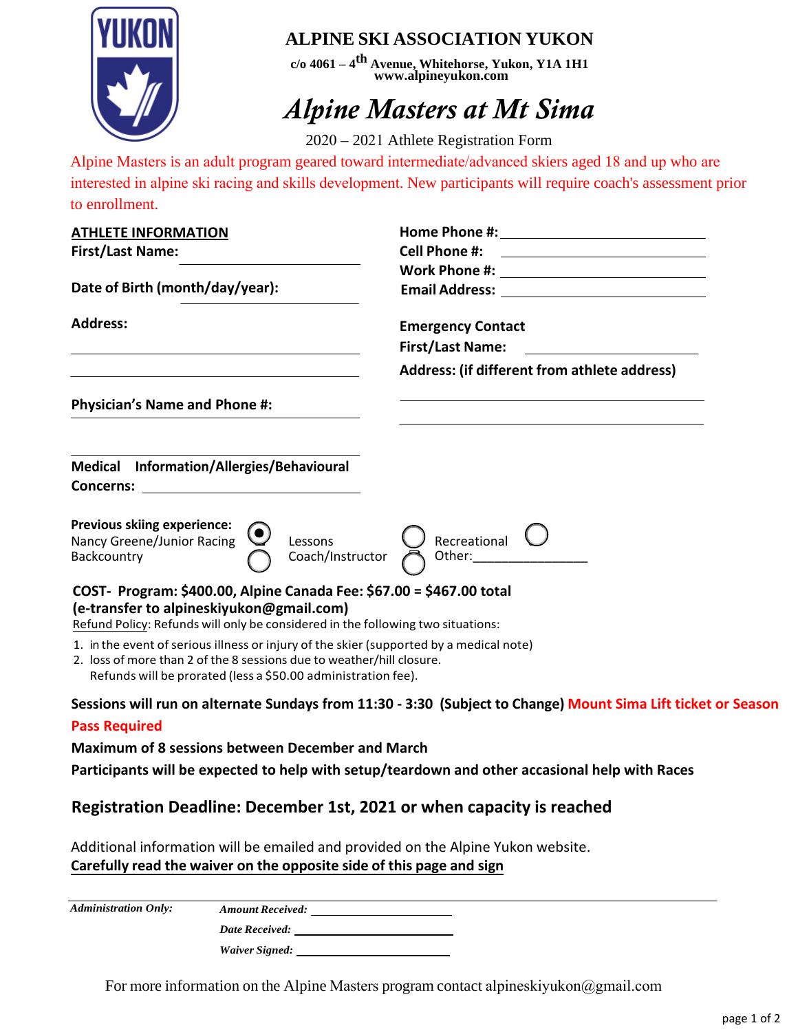# ALPINE SKI ASSOCIATION YUKON

c/o 4061 – 4th Avenue, Whitehorse, Yukon, Y1A 1H1
www.alpineyukon.com

## *Alpine Masters at Mt Sima*

2020 – 2021 Athlete Registration Form

Alpine Masters is an adult program geared toward intermediate/advanced skiers aged 18 and up who are interested in alpine ski racing and skills development. New participants will require coach's assessment prior to enrollment.

**ATHLETE INFORMATION**

**First/Last Name:** ____________________

**Date of Birth (month/day/year):** ____________________

**Address:** ____________________

____________________

**Physician's Name and Phone #:** ____________________

____________________

**Medical Information/Allergies/Behavioural Concerns:** ____________________

**Home Phone #:** ____________________

**Cell Phone #:** ____________________

**Work Phone #:** ____________________

**Email Address:** ____________________

**Emergency Contact**

**First/Last Name:** ____________________

**Address: (if different from athlete address)**

____________________

____________________

**Previous skiing experience:**

- ◉ Nancy Greene/Junior Racing
- ○ Lessons
- ○ Recreational
- ○ Backcountry
- ○ Coach/Instructor
- ○ Other:________________

**COST- Program: $400.00, Alpine Canada Fee: $67.00 = $467.00 total**
**(e-transfer to alpineskiyukon@gmail.com)**

Refund Policy: Refunds will only be considered in the following two situations:

1. in the event of serious illness or injury of the skier (supported by a medical note)
2. loss of more than 2 of the 8 sessions due to weather/hill closure.
   Refunds will be prorated (less a $50.00 administration fee).

**Sessions will run on alternate Sundays from 11:30 - 3:30 (Subject to Change) Mount Sima Lift ticket or Season Pass Required**

**Maximum of 8 sessions between December and March**

**Participants will be expected to help with setup/teardown and other accasional help with Races**

**Registration Deadline: December 1st, 2021 or when capacity is reached**

Additional information will be emailed and provided on the Alpine Yukon website.
**Carefully read the waiver on the opposite side of this page and sign**

*Administration Only:*

*Amount Received:* ____________________

*Date Received:* ____________________

*Waiver Signed:* ____________________

For more information on the Alpine Masters program contact alpineskiyukon@gmail.com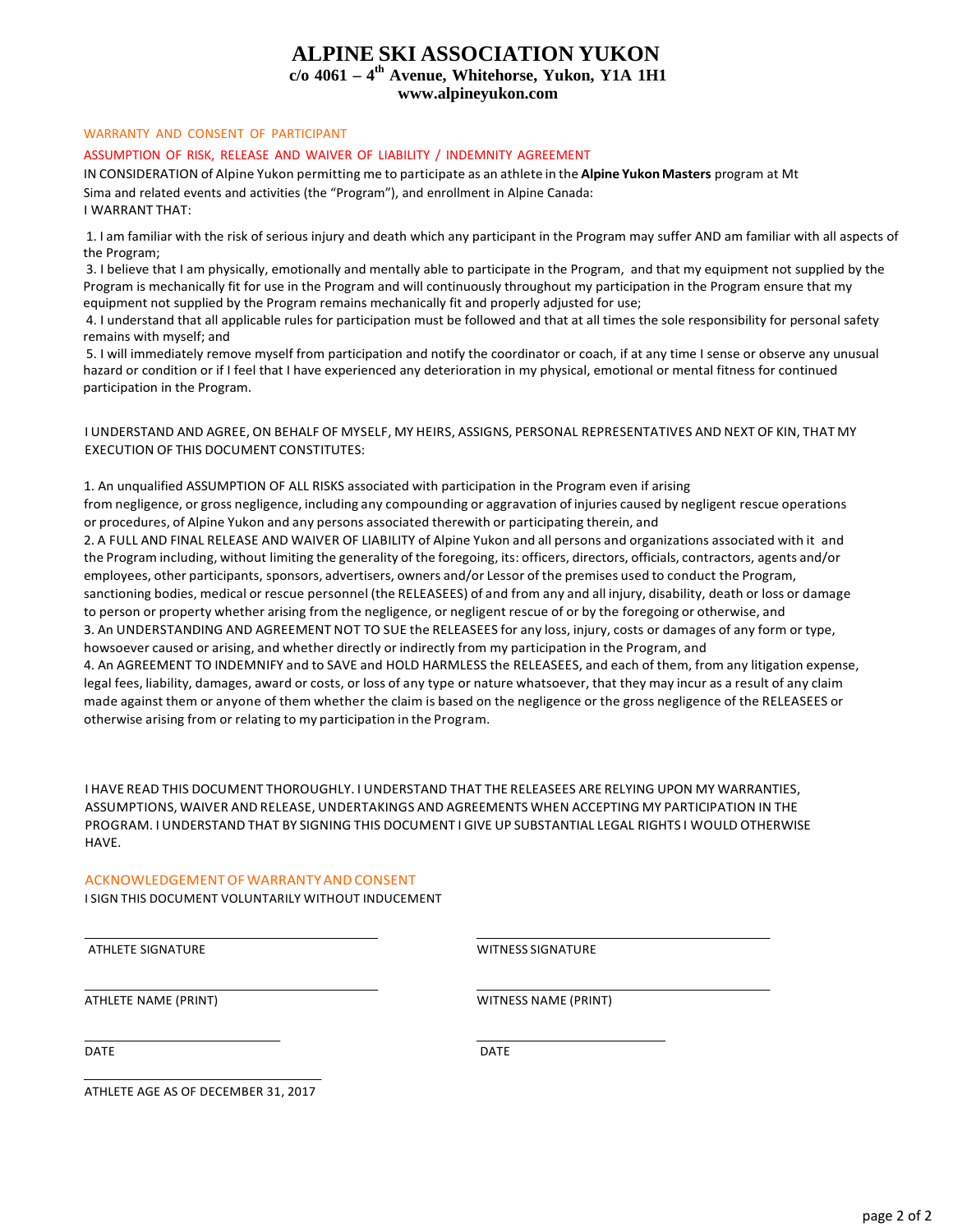# ALPINE SKI ASSOCIATION YUKON

**c/o 4061 – 4th Avenue, Whitehorse, Yukon, Y1A 1H1**

**www.alpineyukon.com**

WARRANTY AND CONSENT OF PARTICIPANT

ASSUMPTION OF RISK, RELEASE AND WAIVER OF LIABILITY / INDEMNITY AGREEMENT

IN CONSIDERATION of Alpine Yukon permitting me to participate as an athlete in the **Alpine Yukon Masters** program at Mt Sima and related events and activities (the "Program"), and enrollment in Alpine Canada:

I WARRANT THAT:

1. I am familiar with the risk of serious injury and death which any participant in the Program may suffer AND am familiar with all aspects of the Program;
3. I believe that I am physically, emotionally and mentally able to participate in the Program, and that my equipment not supplied by the Program is mechanically fit for use in the Program and will continuously throughout my participation in the Program ensure that my equipment not supplied by the Program remains mechanically fit and properly adjusted for use;
4. I understand that all applicable rules for participation must be followed and that at all times the sole responsibility for personal safety remains with myself; and
5. I will immediately remove myself from participation and notify the coordinator or coach, if at any time I sense or observe any unusual hazard or condition or if I feel that I have experienced any deterioration in my physical, emotional or mental fitness for continued participation in the Program.

I UNDERSTAND AND AGREE, ON BEHALF OF MYSELF, MY HEIRS, ASSIGNS, PERSONAL REPRESENTATIVES AND NEXT OF KIN, THAT MY EXECUTION OF THIS DOCUMENT CONSTITUTES:

1. An unqualified ASSUMPTION OF ALL RISKS associated with participation in the Program even if arising from negligence, or gross negligence, including any compounding or aggravation of injuries caused by negligent rescue operations or procedures, of Alpine Yukon and any persons associated therewith or participating therein, and
2. A FULL AND FINAL RELEASE AND WAIVER OF LIABILITY of Alpine Yukon and all persons and organizations associated with it and the Program including, without limiting the generality of the foregoing, its: officers, directors, officials, contractors, agents and/or employees, other participants, sponsors, advertisers, owners and/or Lessor of the premises used to conduct the Program, sanctioning bodies, medical or rescue personnel (the RELEASEES) of and from any and all injury, disability, death or loss or damage to person or property whether arising from the negligence, or negligent rescue of or by the foregoing or otherwise, and
3. An UNDERSTANDING AND AGREEMENT NOT TO SUE the RELEASEES for any loss, injury, costs or damages of any form or type, howsoever caused or arising, and whether directly or indirectly from my participation in the Program, and
4. An AGREEMENT TO INDEMNIFY and to SAVE and HOLD HARMLESS the RELEASEES, and each of them, from any litigation expense, legal fees, liability, damages, award or costs, or loss of any type or nature whatsoever, that they may incur as a result of any claim made against them or anyone of them whether the claim is based on the negligence or the gross negligence of the RELEASEES or otherwise arising from or relating to my participation in the Program.

I HAVE READ THIS DOCUMENT THOROUGHLY. I UNDERSTAND THAT THE RELEASEES ARE RELYING UPON MY WARRANTIES, ASSUMPTIONS, WAIVER AND RELEASE, UNDERTAKINGS AND AGREEMENTS WHEN ACCEPTING MY PARTICIPATION IN THE PROGRAM. I UNDERSTAND THAT BY SIGNING THIS DOCUMENT I GIVE UP SUBSTANTIAL LEGAL RIGHTS I WOULD OTHERWISE HAVE.

ACKNOWLEDGEMENT OF WARRANTY AND CONSENT

I SIGN THIS DOCUMENT VOLUNTARILY WITHOUT INDUCEMENT

| | |
|---|---|
| ATHLETE SIGNATURE | WITNESS SIGNATURE |
| ATHLETE NAME (PRINT) | WITNESS NAME (PRINT) |
| DATE | DATE |

ATHLETE AGE AS OF DECEMBER 31, 2017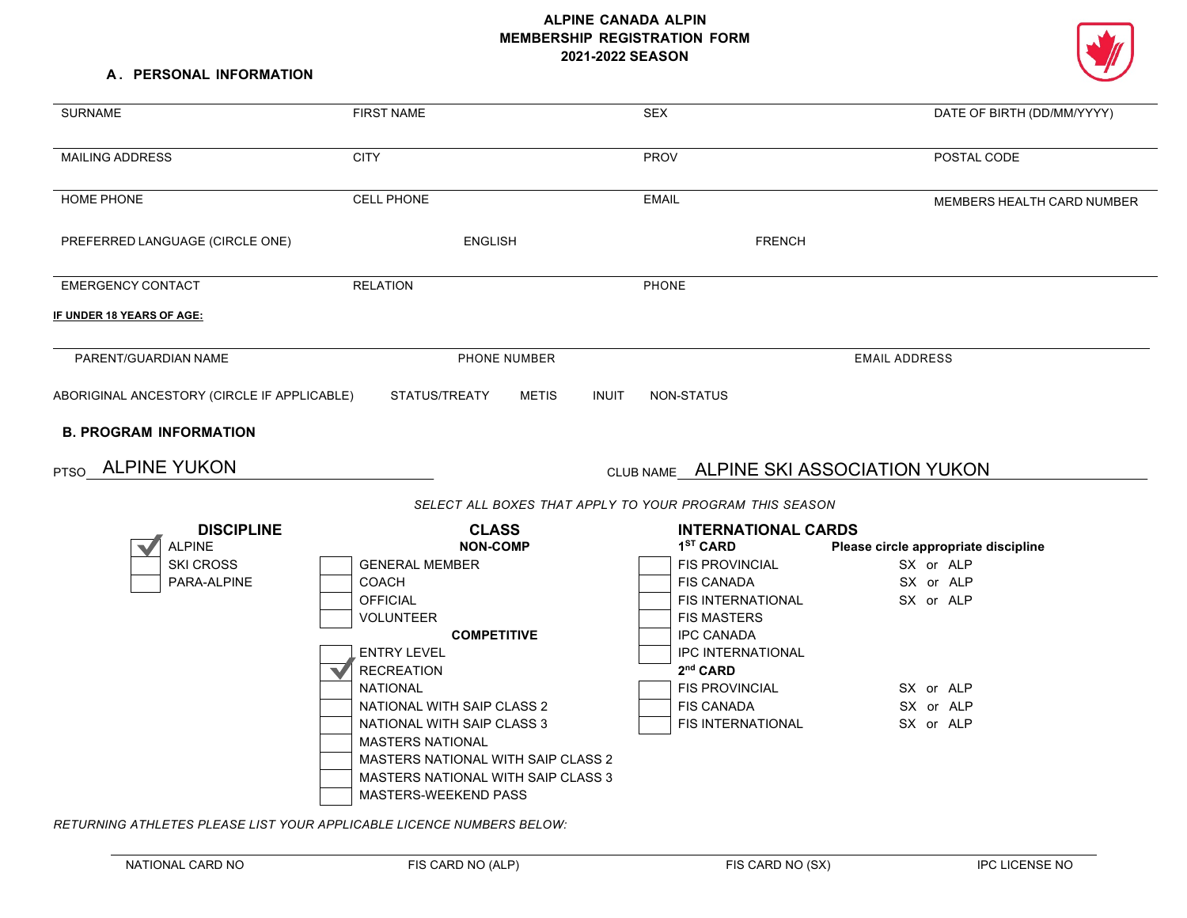# ALPINE CANADA ALPIN
# MEMBERSHIP REGISTRATION FORM
# 2021-2022 SEASON

## A. PERSONAL INFORMATION

| SURNAME | FIRST NAME | SEX | DATE OF BIRTH (DD/MM/YYYY) |
|---|---|---|---|
| MAILING ADDRESS | CITY | PROV | POSTAL CODE |
| HOME PHONE | CELL PHONE | EMAIL | MEMBERS HEALTH CARD NUMBER |

PREFERRED LANGUAGE (CIRCLE ONE) ENGLISH FRENCH

| EMERGENCY CONTACT | RELATION | PHONE |
|---|---|---|

**IF UNDER 18 YEARS OF AGE:**

| PARENT/GUARDIAN NAME | PHONE NUMBER | EMAIL ADDRESS |
|---|---|---|

ABORIGINAL ANCESTORY (CIRCLE IF APPLICABLE) STATUS/TREATY METIS INUIT NON-STATUS

## B. PROGRAM INFORMATION

PTSO ALPINE YUKON

CLUB NAME ALPINE SKI ASSOCIATION YUKON

*SELECT ALL BOXES THAT APPLY TO YOUR PROGRAM THIS SEASON*

### DISCIPLINE

- ☑ ALPINE
- ☐ SKI CROSS
- ☐ PARA-ALPINE

### CLASS

**NON-COMP**

- ☐ GENERAL MEMBER
- ☐ COACH
- ☐ OFFICIAL
- ☐ VOLUNTEER

**COMPETITIVE**

- ☐ ENTRY LEVEL
- ☑ RECREATION
- ☐ NATIONAL
- ☐ NATIONAL WITH SAIP CLASS 2
- ☐ NATIONAL WITH SAIP CLASS 3
- ☐ MASTERS NATIONAL
- ☐ MASTERS NATIONAL WITH SAIP CLASS 2
- ☐ MASTERS NATIONAL WITH SAIP CLASS 3
- ☐ MASTERS-WEEKEND PASS

### INTERNATIONAL CARDS

**1ST CARD** — **Please circle appropriate discipline**

- ☐ FIS PROVINCIAL — SX or ALP
- ☐ FIS CANADA — SX or ALP
- ☐ FIS INTERNATIONAL — SX or ALP
- ☐ FIS MASTERS
- ☐ IPC CANADA
- ☐ IPC INTERNATIONAL

**2nd CARD**

- ☐ FIS PROVINCIAL — SX or ALP
- ☐ FIS CANADA — SX or ALP
- ☐ FIS INTERNATIONAL — SX or ALP

*RETURNING ATHLETES PLEASE LIST YOUR APPLICABLE LICENCE NUMBERS BELOW:*

| NATIONAL CARD NO | FIS CARD NO (ALP) | FIS CARD NO (SX) | IPC LICENSE NO |
|---|---|---|---|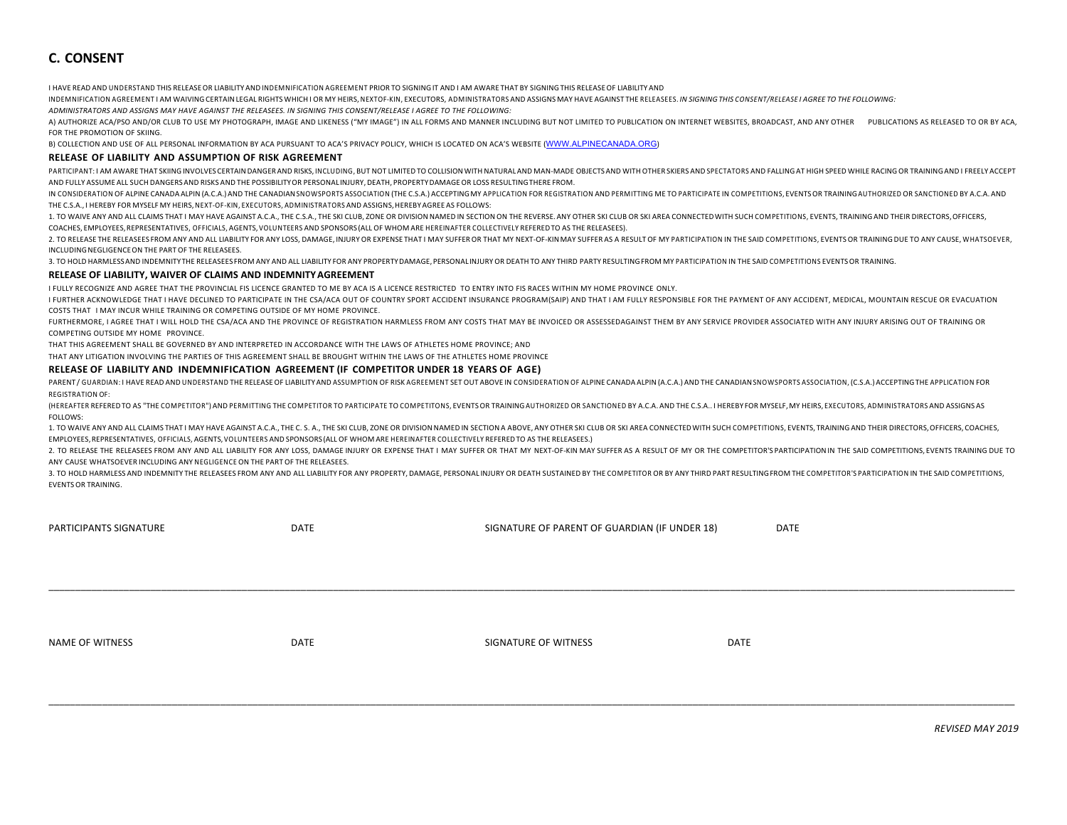## C. CONSENT

I HAVE READ AND UNDERSTAND THIS RELEASE OR LIABILITY AND INDEMNIFICATION AGREEMENT PRIOR TO SIGNING IT AND I AM AWARE THAT BY SIGNING THIS RELEASE OF LIABILITY AND INDEMNIFICATION AGREEMENT I AM WAIVING CERTAIN LEGAL RIGHTS WHICH I OR MY HEIRS, NEXTOF-KIN, EXECUTORS, ADMINISTRATORS AND ASSIGNS MAY HAVE AGAINST THE RELEASEES. *IN SIGNING THIS CONSENT/RELEASE I AGREE TO THE FOLLOWING: ADMINISTRATORS AND ASSIGNS MAY HAVE AGAINST THE RELEASEES. IN SIGNING THIS CONSENT/RELEASE I AGREE TO THE FOLLOWING:*

A) AUTHORIZE ACA/PSO AND/OR CLUB TO USE MY PHOTOGRAPH, IMAGE AND LIKENESS ("MY IMAGE") IN ALL FORMS AND MANNER INCLUDING BUT NOT LIMITED TO PUBLICATION ON INTERNET WEBSITES, BROADCAST, AND ANY OTHER PUBLICATIONS AS RELEASED TO OR BY ACA, FOR THE PROMOTION OF SKIING.

B) COLLECTION AND USE OF ALL PERSONAL INFORMATION BY ACA PURSUANT TO ACA'S PRIVACY POLICY, WHICH IS LOCATED ON ACA'S WEBSITE (WWW.ALPINECANADA.ORG)

### RELEASE OF LIABILITY AND ASSUMPTION OF RISK AGREEMENT

PARTICIPANT: I AM AWARE THAT SKIING INVOLVES CERTAIN DANGER AND RISKS, INCLUDING, BUT NOT LIMITED TO COLLISION WITH NATURAL AND MAN-MADE OBJECTS AND WITH OTHER SKIERS AND SPECTATORS AND FALLING AT HIGH SPEED WHILE RACING OR TRAINING AND I FREELY ACCEPT AND FULLY ASSUME ALL SUCH DANGERS AND RISKS AND THE POSSIBILITY OR PERSONAL INJURY, DEATH, PROPERTY DAMAGE OR LOSS RESULTING THERE FROM.

IN CONSIDERATION OF ALPINE CANADA ALPIN (A.C.A.) AND THE CANADIAN SNOWSPORTS ASSOCIATION (THE C.S.A.) ACCEPTING MY APPLICATION FOR REGISTRATION AND PERMITTING ME TO PARTICIPATE IN COMPETITIONS, EVENTS OR TRAINING AUTHORIZED OR SANCTIONED BY A.C.A. AND THE C.S.A., I HEREBY FOR MYSELF MY HEIRS, NEXT-OF-KIN, EXECUTORS, ADMINISTRATORS AND ASSIGNS, HEREBY AGREE AS FOLLOWS:

1. TO WAIVE ANY AND ALL CLAIMS THAT I MAY HAVE AGAINST A.C.A., THE C.S.A., THE SKI CLUB, ZONE OR DIVISION NAMED IN SECTION ON THE REVERSE. ANY OTHER SKI CLUB OR SKI AREA CONNECTED WITH SUCH COMPETITIONS, EVENTS, TRAINING AND THEIR DIRECTORS, OFFICERS, COACHES, EMPLOYEES, REPRESENTATIVES, OFFICIALS, AGENTS, VOLUNTEERS AND SPONSORS (ALL OF WHOM ARE HEREINAFTER COLLECTIVELY REFERED TO AS THE RELEASEES).
2. TO RELEASE THE RELEASEES FROM ANY AND ALL LIABILITY FOR ANY LOSS, DAMAGE, INJURY OR EXPENSE THAT I MAY SUFFER OR THAT MY NEXT-OF-KIN MAY SUFFER AS A RESULT OF MY PARTICIPATION IN THE SAID COMPETITIONS, EVENTS OR TRAINING DUE TO ANY CAUSE, WHATSOEVER, INCLUDING NEGLIGENCE ON THE PART OF THE RELEASEES.
3. TO HOLD HARMLESS AND INDEMNITY THE RELEASEES FROM ANY AND ALL LIABILITY FOR ANY PROPERTY DAMAGE, PERSONAL INJURY OR DEATH TO ANY THIRD PARTY RESULTING FROM MY PARTICIPATION IN THE SAID COMPETITIONS EVENTS OR TRAINING.

### RELEASE OF LIABILITY, WAIVER OF CLAIMS AND INDEMNITY AGREEMENT

I FULLY RECOGNIZE AND AGREE THAT THE PROVINCIAL FIS LICENCE GRANTED TO ME BY ACA IS A LICENCE RESTRICTED TO ENTRY INTO FIS RACES WITHIN MY HOME PROVINCE ONLY.

I FURTHER ACKNOWLEDGE THAT I HAVE DECLINED TO PARTICIPATE IN THE CSA/ACA OUT OF COUNTRY SPORT ACCIDENT INSURANCE PROGRAM(SAIP) AND THAT I AM FULLY RESPONSIBLE FOR THE PAYMENT OF ANY ACCIDENT, MEDICAL, MOUNTAIN RESCUE OR EVACUATION COSTS THAT I MAY INCUR WHILE TRAINING OR COMPETING OUTSIDE OF MY HOME PROVINCE.

FURTHERMORE, I AGREE THAT I WILL HOLD THE CSA/ACA AND THE PROVINCE OF REGISTRATION HARMLESS FROM ANY COSTS THAT MAY BE INVOICED OR ASSESSEDAGAINST THEM BY ANY SERVICE PROVIDER ASSOCIATED WITH ANY INJURY ARISING OUT OF TRAINING OR COMPETING OUTSIDE MY HOME PROVINCE.

THAT THIS AGREEMENT SHALL BE GOVERNED BY AND INTERPRETED IN ACCORDANCE WITH THE LAWS OF ATHLETES HOME PROVINCE; AND

THAT ANY LITIGATION INVOLVING THE PARTIES OF THIS AGREEMENT SHALL BE BROUGHT WITHIN THE LAWS OF THE ATHLETES HOME PROVINCE

### RELEASE OF LIABILITY AND INDEMNIFICATION AGREEMENT (IF COMPETITOR UNDER 18 YEARS OF AGE)

PARENT / GUARDIAN: I HAVE READ AND UNDERSTAND THE RELEASE OF LIABILITY AND ASSUMPTION OF RISK AGREEMENT SET OUT ABOVE IN CONSIDERATION OF ALPINE CANADA ALPIN (A.C.A.) AND THE CANADIAN SNOWSPORTS ASSOCIATION, (C.S.A.) ACCEPTING THE APPLICATION FOR REGISTRATION OF:

(HEREAFTER REFERED TO AS "THE COMPETITOR") AND PERMITTING THE COMPETITOR TO PARTICIPATE TO COMPETITONS, EVENTS OR TRAINING AUTHORIZED OR SANCTIONED BY A.C.A. AND THE C.S.A.. I HEREBY FOR MYSELF, MY HEIRS, EXECUTORS, ADMINISTRATORS AND ASSIGNS AS FOLLOWS:

1. TO WAIVE ANY AND ALL CLAIMS THAT I MAY HAVE AGAINST A.C.A., THE C. S. A., THE SKI CLUB, ZONE OR DIVISION NAMED IN SECTION A ABOVE, ANY OTHER SKI CLUB OR SKI AREA CONNECTED WITH SUCH COMPETITIONS, EVENTS, TRAINING AND THEIR DIRECTORS, OFFICERS, COACHES, EMPLOYEES, REPRESENTATIVES, OFFICIALS, AGENTS, VOLUNTEERS AND SPONSORS (ALL OF WHOM ARE HEREINAFTER COLLECTIVELY REFERED TO AS THE RELEASEES.)
2. TO RELEASE THE RELEASEES FROM ANY AND ALL LIABILITY FOR ANY LOSS, DAMAGE INJURY OR EXPENSE THAT I MAY SUFFER OR THAT MY NEXT-OF-KIN MAY SUFFER AS A RESULT OF MY OR THE COMPETITOR'S PARTICIPATION IN THE SAID COMPETITIONS, EVENTS TRAINING DUE TO ANY CAUSE WHATSOEVER INCLUDING ANY NEGLIGENCE ON THE PART OF THE RELEASEES.
3. TO HOLD HARMLESS AND INDEMNITY THE RELEASEES FROM ANY AND ALL LIABILITY FOR ANY PROPERTY, DAMAGE, PERSONAL INJURY OR DEATH SUSTAINED BY THE COMPETITOR OR BY ANY THIRD PART RESULTING FROM THE COMPETITOR'S PARTICIPATION IN THE SAID COMPETITIONS, EVENTS OR TRAINING.

PARTICIPANTS SIGNATURE DATE SIGNATURE OF PARENT OF GUARDIAN (IF UNDER 18) DATE

______________________________________________________________________________

NAME OF WITNESS DATE SIGNATURE OF WITNESS DATE

______________________________________________________________________________

*REVISED MAY 2019*